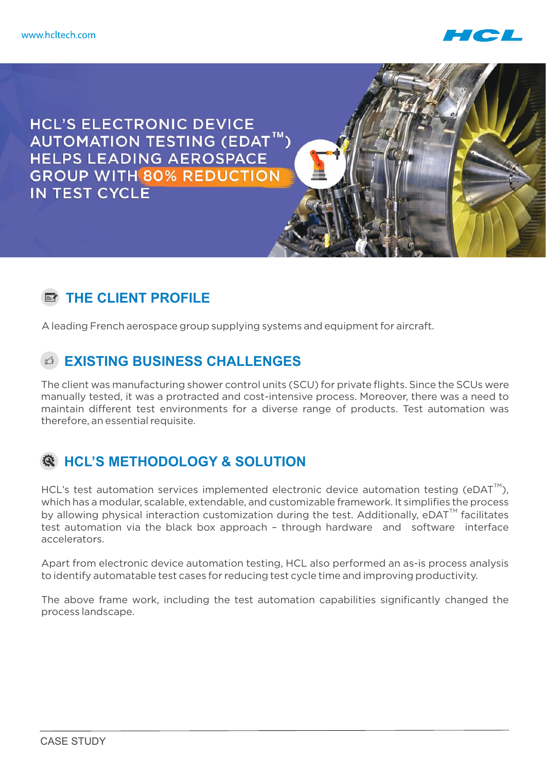# HCL'S ELECTRONIC DEVICE AUTOMATION TESTING (EDAT™) HELPS LEADING AEROSPACE GROUP WITH 80% REDUCTION IN TEST CYCLE

## THE CLIENT PROFILE

A leading French aerospace group supplying systems and equipment for aircraft.

## EXISTING BUSINESS CHALLENGES

The client was manufacturing shower control units (SCU) for private flights. Since the SCUs were manually tested, it was a protracted and cost-intensive process. Moreover, there was a need to maintain different test environments for a diverse range of products. Test automation was therefore, an essential requisite.

## HCL'S METHODOLOGY & SOLUTION

HCL's test automation services implemented electronic device automation testing (eDAT™), which has a modular, scalable, extendable, and customizable framework. It simplifies the process by allowing physical interaction customization during the test. Additionally, eDAT™ facilitates test automation via the black box approach – through hardware and software interface accelerators.

Apart from electronic device automation testing, HCL also performed an as-is process analysis to identify automatable test cases for reducing test cycle time and improving productivity.

The above frame work, including the test automation capabilities significantly changed the process landscape.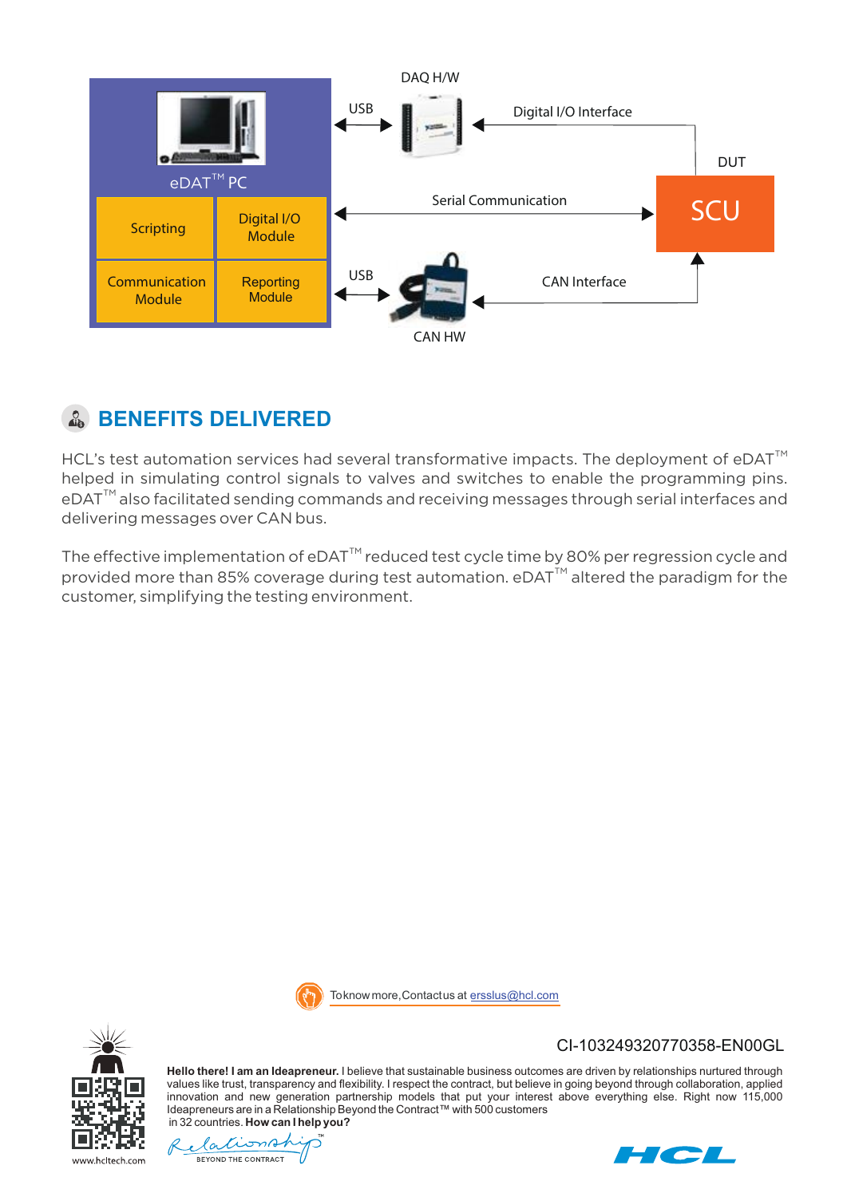DAQ H/W

USB

Digital I/O Interface

DUT

eDAT™ PC

Scripting

Digital I/O Module

Communication Module

Reporting Module

Serial Communication

SCU

USB

CAN Interface

CAN HW

## BENEFITS DELIVERED

HCL's test automation services had several transformative impacts. The deployment of eDAT™ helped in simulating control signals to valves and switches to enable the programming pins. eDAT™ also facilitated sending commands and receiving messages through serial interfaces and delivering messages over CAN bus.

The effective implementation of eDAT™ reduced test cycle time by 80% per regression cycle and provided more than 85% coverage during test automation. eDAT™ altered the paradigm for the customer, simplifying the testing environment.

To know more, Contact us at ersslus@hcl.com

CI-103249320770358-EN00GL

**Hello there! I am an Ideapreneur.** I believe that sustainable business outcomes are driven by relationships nurtured through values like trust, transparency and flexibility. I respect the contract, but believe in going beyond through collaboration, applied innovation and new generation partnership models that put your interest above everything else. Right now 115,000 Ideapreneurs are in a Relationship Beyond the Contract™ with 500 customers in 32 countries. **How can I help you?**

Relationship™ BEYOND THE CONTRACT

www.hcltech.com

HCL